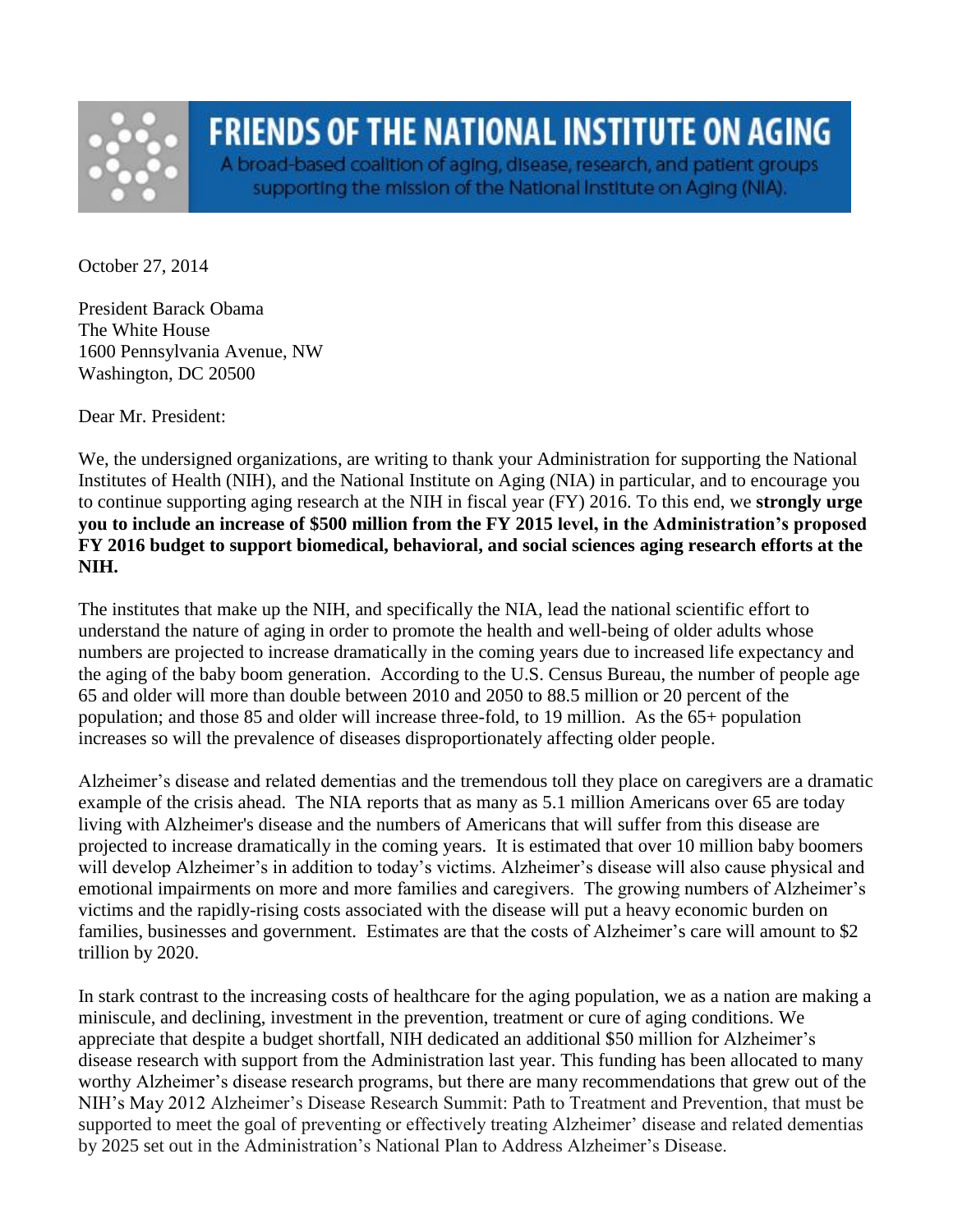# FRIENDS OF THE NATIONAL INSTITUTE ON AGING

A broad-based coalition of aging, disease, research, and patient groups supporting the mission of the National Institute on Aging (NIA).

October 27, 2014

President Barack Obama
The White House
1600 Pennsylvania Avenue, NW
Washington, DC 20500

Dear Mr. President:

We, the undersigned organizations, are writing to thank your Administration for supporting the National Institutes of Health (NIH), and the National Institute on Aging (NIA) in particular, and to encourage you to continue supporting aging research at the NIH in fiscal year (FY) 2016. To this end, we **strongly urge you to include an increase of $500 million from the FY 2015 level, in the Administration's proposed FY 2016 budget to support biomedical, behavioral, and social sciences aging research efforts at the NIH.**

The institutes that make up the NIH, and specifically the NIA, lead the national scientific effort to understand the nature of aging in order to promote the health and well-being of older adults whose numbers are projected to increase dramatically in the coming years due to increased life expectancy and the aging of the baby boom generation. According to the U.S. Census Bureau, the number of people age 65 and older will more than double between 2010 and 2050 to 88.5 million or 20 percent of the population; and those 85 and older will increase three-fold, to 19 million. As the 65+ population increases so will the prevalence of diseases disproportionately affecting older people.

Alzheimer's disease and related dementias and the tremendous toll they place on caregivers are a dramatic example of the crisis ahead. The NIA reports that as many as 5.1 million Americans over 65 are today living with Alzheimer's disease and the numbers of Americans that will suffer from this disease are projected to increase dramatically in the coming years. It is estimated that over 10 million baby boomers will develop Alzheimer's in addition to today's victims. Alzheimer's disease will also cause physical and emotional impairments on more and more families and caregivers. The growing numbers of Alzheimer's victims and the rapidly-rising costs associated with the disease will put a heavy economic burden on families, businesses and government. Estimates are that the costs of Alzheimer's care will amount to $2 trillion by 2020.

In stark contrast to the increasing costs of healthcare for the aging population, we as a nation are making a miniscule, and declining, investment in the prevention, treatment or cure of aging conditions. We appreciate that despite a budget shortfall, NIH dedicated an additional $50 million for Alzheimer's disease research with support from the Administration last year. This funding has been allocated to many worthy Alzheimer's disease research programs, but there are many recommendations that grew out of the NIH's May 2012 Alzheimer's Disease Research Summit: Path to Treatment and Prevention, that must be supported to meet the goal of preventing or effectively treating Alzheimer' disease and related dementias by 2025 set out in the Administration's National Plan to Address Alzheimer's Disease.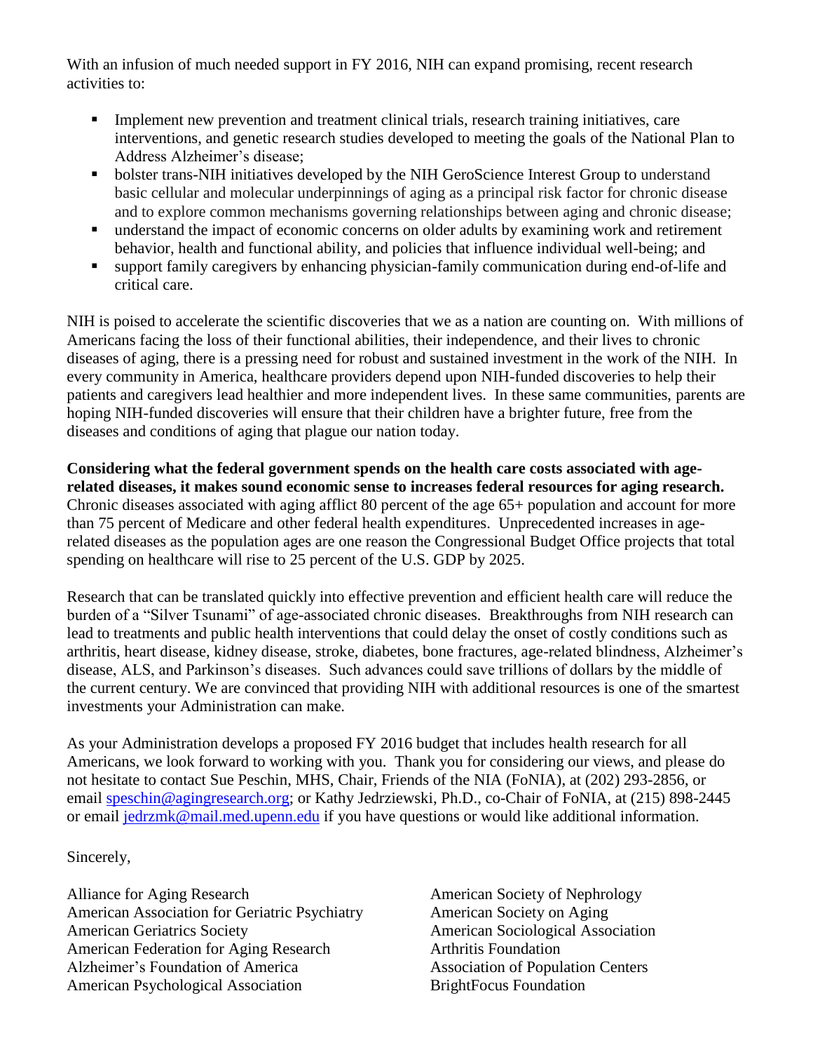With an infusion of much needed support in FY 2016, NIH can expand promising, recent research activities to:

- Implement new prevention and treatment clinical trials, research training initiatives, care interventions, and genetic research studies developed to meeting the goals of the National Plan to Address Alzheimer's disease;
- bolster trans-NIH initiatives developed by the NIH GeroScience Interest Group to understand basic cellular and molecular underpinnings of aging as a principal risk factor for chronic disease and to explore common mechanisms governing relationships between aging and chronic disease;
- understand the impact of economic concerns on older adults by examining work and retirement behavior, health and functional ability, and policies that influence individual well-being; and
- support family caregivers by enhancing physician-family communication during end-of-life and critical care.

NIH is poised to accelerate the scientific discoveries that we as a nation are counting on. With millions of Americans facing the loss of their functional abilities, their independence, and their lives to chronic diseases of aging, there is a pressing need for robust and sustained investment in the work of the NIH. In every community in America, healthcare providers depend upon NIH-funded discoveries to help their patients and caregivers lead healthier and more independent lives. In these same communities, parents are hoping NIH-funded discoveries will ensure that their children have a brighter future, free from the diseases and conditions of aging that plague our nation today.

**Considering what the federal government spends on the health care costs associated with age-related diseases, it makes sound economic sense to increases federal resources for aging research.** Chronic diseases associated with aging afflict 80 percent of the age 65+ population and account for more than 75 percent of Medicare and other federal health expenditures. Unprecedented increases in age-related diseases as the population ages are one reason the Congressional Budget Office projects that total spending on healthcare will rise to 25 percent of the U.S. GDP by 2025.

Research that can be translated quickly into effective prevention and efficient health care will reduce the burden of a "Silver Tsunami" of age-associated chronic diseases. Breakthroughs from NIH research can lead to treatments and public health interventions that could delay the onset of costly conditions such as arthritis, heart disease, kidney disease, stroke, diabetes, bone fractures, age-related blindness, Alzheimer's disease, ALS, and Parkinson's diseases. Such advances could save trillions of dollars by the middle of the current century. We are convinced that providing NIH with additional resources is one of the smartest investments your Administration can make.

As your Administration develops a proposed FY 2016 budget that includes health research for all Americans, we look forward to working with you. Thank you for considering our views, and please do not hesitate to contact Sue Peschin, MHS, Chair, Friends of the NIA (FoNIA), at (202) 293-2856, or email speschin@agingresearch.org; or Kathy Jedrziewski, Ph.D., co-Chair of FoNIA, at (215) 898-2445 or email jedrzmk@mail.med.upenn.edu if you have questions or would like additional information.

Sincerely,

Alliance for Aging Research
American Association for Geriatric Psychiatry
American Geriatrics Society
American Federation for Aging Research
Alzheimer's Foundation of America
American Psychological Association
American Society of Nephrology
American Society on Aging
American Sociological Association
Arthritis Foundation
Association of Population Centers
BrightFocus Foundation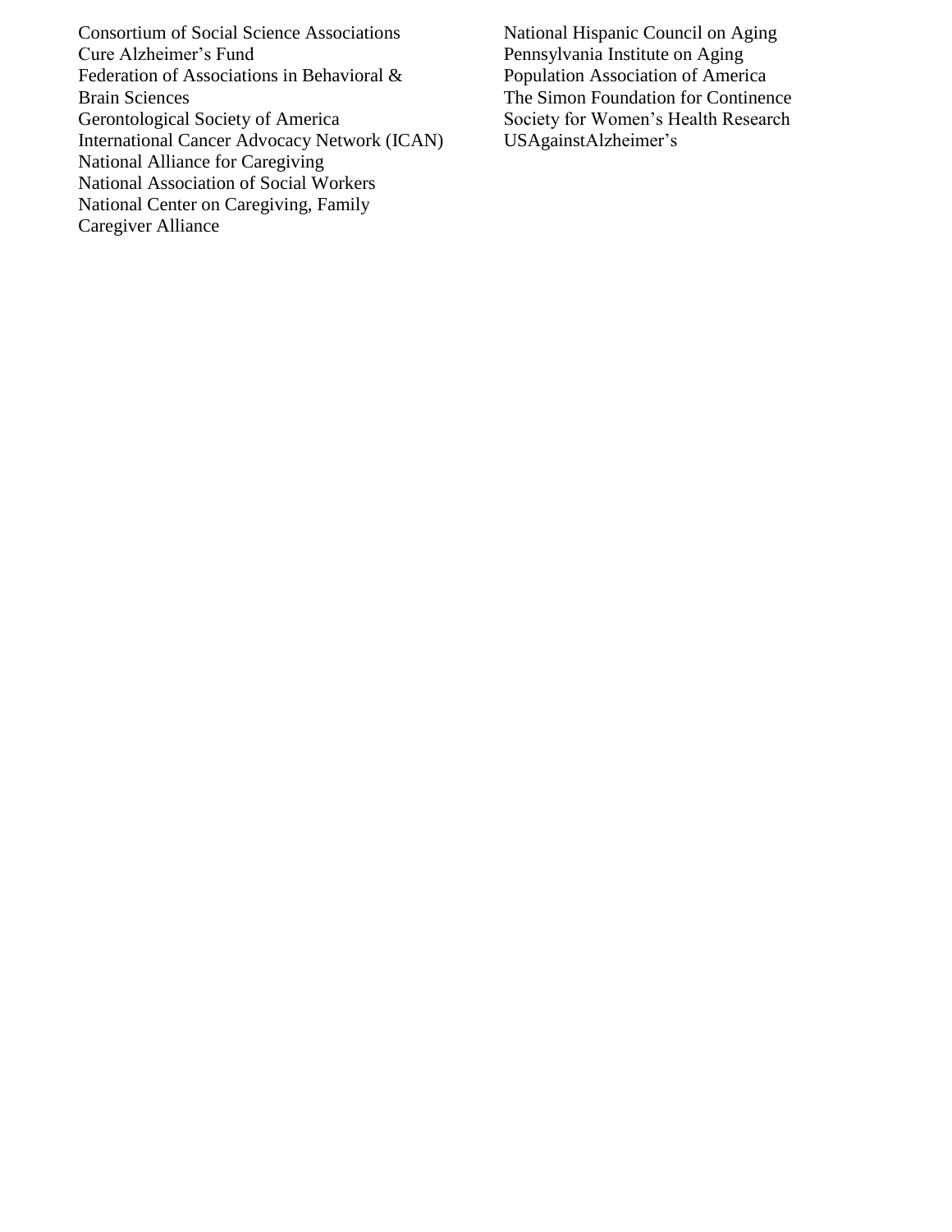Consortium of Social Science Associations
Cure Alzheimer's Fund
Federation of Associations in Behavioral & Brain Sciences
Gerontological Society of America
International Cancer Advocacy Network (ICAN)
National Alliance for Caregiving
National Association of Social Workers
National Center on Caregiving, Family Caregiver Alliance
National Hispanic Council on Aging
Pennsylvania Institute on Aging
Population Association of America
The Simon Foundation for Continence
Society for Women's Health Research
USAgainstAlzheimer's